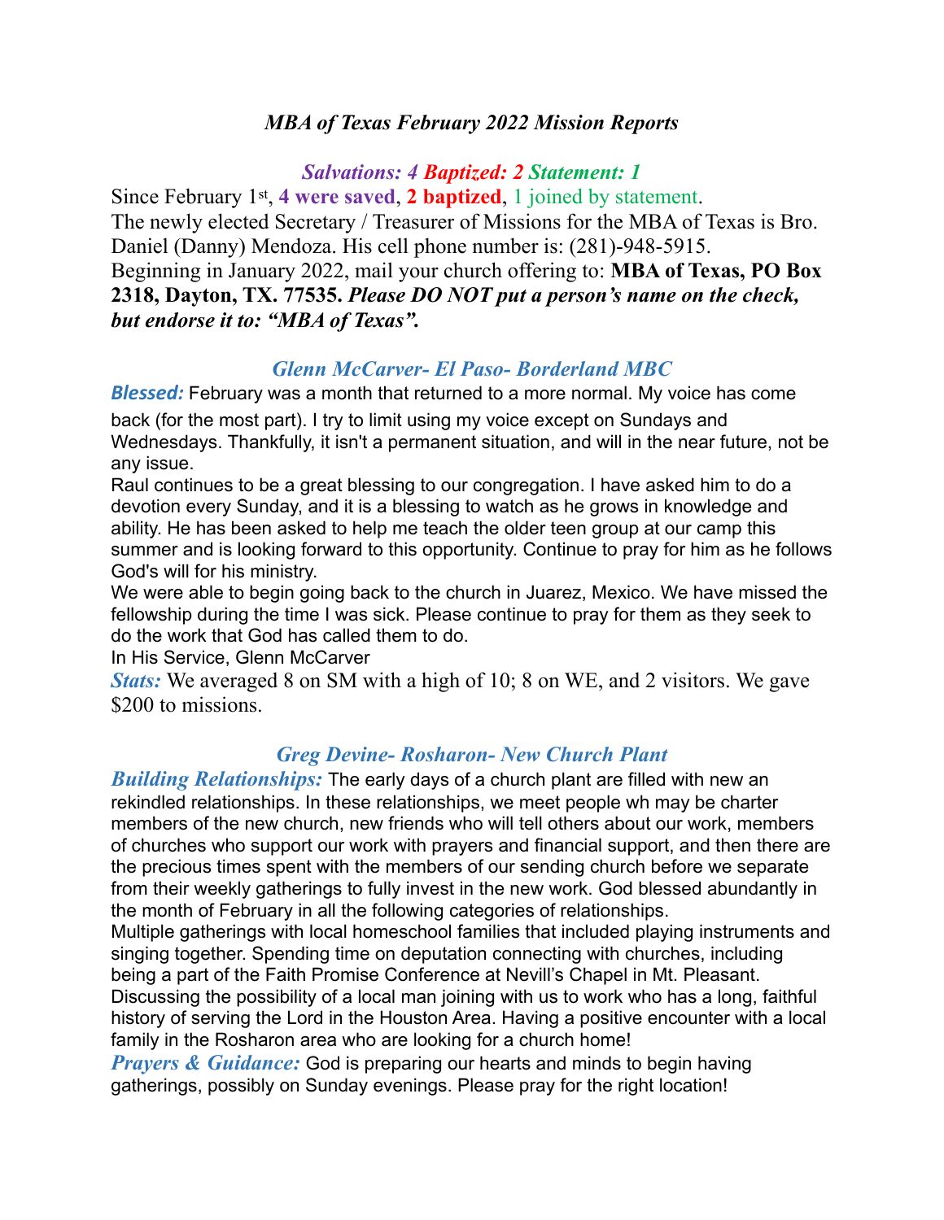## *MBA of Texas February 2022 Mission Reports*

***Salvations: 4 Baptized: 2 Statement: 1***

Since February 1st, **4 were saved**, **2 baptized**, 1 joined by statement.
The newly elected Secretary / Treasurer of Missions for the MBA of Texas is Bro. Daniel (Danny) Mendoza. His cell phone number is: (281)-948-5915.
Beginning in January 2022, mail your church offering to: **MBA of Texas, PO Box 2318, Dayton, TX. 77535.** ***Please DO NOT put a person's name on the check, but endorse it to: "MBA of Texas".***

### *Glenn McCarver- El Paso- Borderland MBC*

***Blessed:*** February was a month that returned to a more normal. My voice has come back (for the most part). I try to limit using my voice except on Sundays and Wednesdays. Thankfully, it isn't a permanent situation, and will in the near future, not be any issue.

Raul continues to be a great blessing to our congregation. I have asked him to do a devotion every Sunday, and it is a blessing to watch as he grows in knowledge and ability. He has been asked to help me teach the older teen group at our camp this summer and is looking forward to this opportunity. Continue to pray for him as he follows God's will for his ministry.

We were able to begin going back to the church in Juarez, Mexico. We have missed the fellowship during the time I was sick. Please continue to pray for them as they seek to do the work that God has called them to do.

In His Service, Glenn McCarver

***Stats:*** We averaged 8 on SM with a high of 10; 8 on WE, and 2 visitors. We gave $200 to missions.

### *Greg Devine- Rosharon- New Church Plant*

***Building Relationships:*** The early days of a church plant are filled with new an rekindled relationships. In these relationships, we meet people wh may be charter members of the new church, new friends who will tell others about our work, members of churches who support our work with prayers and financial support, and then there are the precious times spent with the members of our sending church before we separate from their weekly gatherings to fully invest in the new work. God blessed abundantly in the month of February in all the following categories of relationships.

Multiple gatherings with local homeschool families that included playing instruments and singing together. Spending time on deputation connecting with churches, including being a part of the Faith Promise Conference at Nevill's Chapel in Mt. Pleasant. Discussing the possibility of a local man joining with us to work who has a long, faithful history of serving the Lord in the Houston Area. Having a positive encounter with a local family in the Rosharon area who are looking for a church home!

***Prayers & Guidance:*** God is preparing our hearts and minds to begin having gatherings, possibly on Sunday evenings. Please pray for the right location!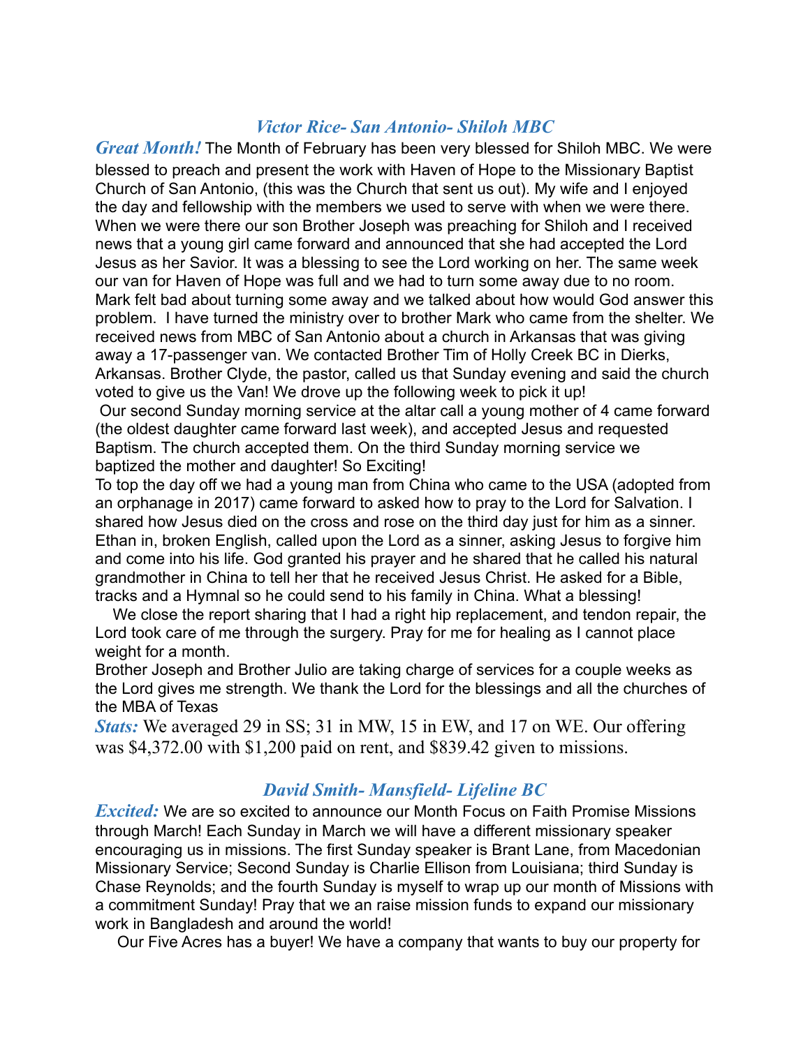### *Victor Rice- San Antonio- Shiloh MBC*

***Great Month!*** The Month of February has been very blessed for Shiloh MBC. We were blessed to preach and present the work with Haven of Hope to the Missionary Baptist Church of San Antonio, (this was the Church that sent us out). My wife and I enjoyed the day and fellowship with the members we used to serve with when we were there. When we were there our son Brother Joseph was preaching for Shiloh and I received news that a young girl came forward and announced that she had accepted the Lord Jesus as her Savior. It was a blessing to see the Lord working on her. The same week our van for Haven of Hope was full and we had to turn some away due to no room. Mark felt bad about turning some away and we talked about how would God answer this problem. I have turned the ministry over to brother Mark who came from the shelter. We received news from MBC of San Antonio about a church in Arkansas that was giving away a 17-passenger van. We contacted Brother Tim of Holly Creek BC in Dierks, Arkansas. Brother Clyde, the pastor, called us that Sunday evening and said the church voted to give us the Van! We drove up the following week to pick it up!

Our second Sunday morning service at the altar call a young mother of 4 came forward (the oldest daughter came forward last week), and accepted Jesus and requested Baptism. The church accepted them. On the third Sunday morning service we baptized the mother and daughter! So Exciting!

To top the day off we had a young man from China who came to the USA (adopted from an orphanage in 2017) came forward to asked how to pray to the Lord for Salvation. I shared how Jesus died on the cross and rose on the third day just for him as a sinner. Ethan in, broken English, called upon the Lord as a sinner, asking Jesus to forgive him and come into his life. God granted his prayer and he shared that he called his natural grandmother in China to tell her that he received Jesus Christ. He asked for a Bible, tracks and a Hymnal so he could send to his family in China. What a blessing!

We close the report sharing that I had a right hip replacement, and tendon repair, the Lord took care of me through the surgery. Pray for me for healing as I cannot place weight for a month.

Brother Joseph and Brother Julio are taking charge of services for a couple weeks as the Lord gives me strength. We thank the Lord for the blessings and all the churches of the MBA of Texas

***Stats:*** We averaged 29 in SS; 31 in MW, 15 in EW, and 17 on WE. Our offering was $4,372.00 with $1,200 paid on rent, and $839.42 given to missions.

### *David Smith- Mansfield- Lifeline BC*

***Excited:*** We are so excited to announce our Month Focus on Faith Promise Missions through March! Each Sunday in March we will have a different missionary speaker encouraging us in missions. The first Sunday speaker is Brant Lane, from Macedonian Missionary Service; Second Sunday is Charlie Ellison from Louisiana; third Sunday is Chase Reynolds; and the fourth Sunday is myself to wrap up our month of Missions with a commitment Sunday! Pray that we an raise mission funds to expand our missionary work in Bangladesh and around the world!

Our Five Acres has a buyer! We have a company that wants to buy our property for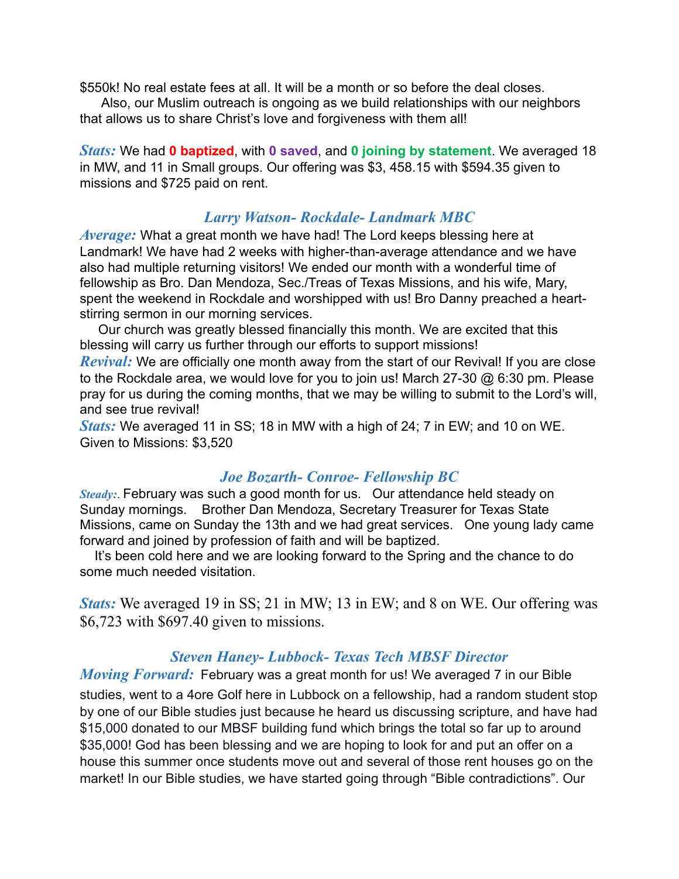$550k! No real estate fees at all. It will be a month or so before the deal closes.

Also, our Muslim outreach is ongoing as we build relationships with our neighbors that allows us to share Christ's love and forgiveness with them all!

***Stats:*** We had **0 baptized**, with **0 saved**, and **0 joining by statement**. We averaged 18 in MW, and 11 in Small groups. Our offering was $3, 458.15 with $594.35 given to missions and $725 paid on rent.

### *Larry Watson- Rockdale- Landmark MBC*

***Average:*** What a great month we have had! The Lord keeps blessing here at Landmark! We have had 2 weeks with higher-than-average attendance and we have also had multiple returning visitors! We ended our month with a wonderful time of fellowship as Bro. Dan Mendoza, Sec./Treas of Texas Missions, and his wife, Mary, spent the weekend in Rockdale and worshipped with us! Bro Danny preached a heart-stirring sermon in our morning services.

Our church was greatly blessed financially this month. We are excited that this blessing will carry us further through our efforts to support missions!

***Revival:*** We are officially one month away from the start of our Revival! If you are close to the Rockdale area, we would love for you to join us! March 27-30 @ 6:30 pm. Please pray for us during the coming months, that we may be willing to submit to the Lord's will, and see true revival!

***Stats:*** We averaged 11 in SS; 18 in MW with a high of 24; 7 in EW; and 10 on WE. Given to Missions: $3,520

### *Joe Bozarth- Conroe- Fellowship BC*

***Steady:***. February was such a good month for us. Our attendance held steady on Sunday mornings. Brother Dan Mendoza, Secretary Treasurer for Texas State Missions, came on Sunday the 13th and we had great services. One young lady came forward and joined by profession of faith and will be baptized.

It's been cold here and we are looking forward to the Spring and the chance to do some much needed visitation.

***Stats:*** We averaged 19 in SS; 21 in MW; 13 in EW; and 8 on WE. Our offering was $6,723 with $697.40 given to missions.

### *Steven Haney- Lubbock- Texas Tech MBSF Director*

***Moving Forward:*** February was a great month for us! We averaged 7 in our Bible studies, went to a 4ore Golf here in Lubbock on a fellowship, had a random student stop by one of our Bible studies just because he heard us discussing scripture, and have had $15,000 donated to our MBSF building fund which brings the total so far up to around $35,000! God has been blessing and we are hoping to look for and put an offer on a house this summer once students move out and several of those rent houses go on the market! In our Bible studies, we have started going through "Bible contradictions". Our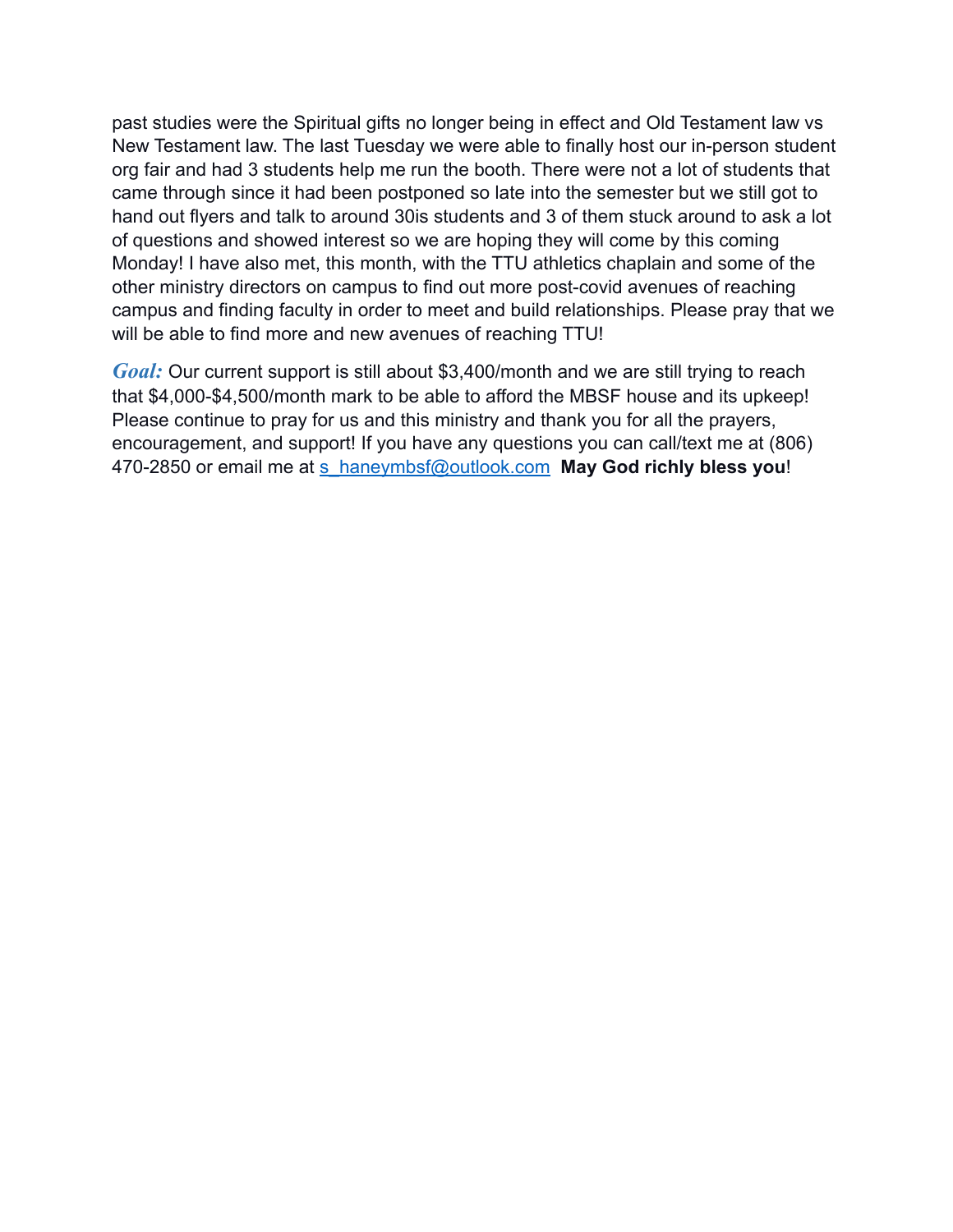past studies were the Spiritual gifts no longer being in effect and Old Testament law vs New Testament law. The last Tuesday we were able to finally host our in-person student org fair and had 3 students help me run the booth. There were not a lot of students that came through since it had been postponed so late into the semester but we still got to hand out flyers and talk to around 30is students and 3 of them stuck around to ask a lot of questions and showed interest so we are hoping they will come by this coming Monday! I have also met, this month, with the TTU athletics chaplain and some of the other ministry directors on campus to find out more post-covid avenues of reaching campus and finding faculty in order to meet and build relationships. Please pray that we will be able to find more and new avenues of reaching TTU!

***Goal:*** Our current support is still about $3,400/month and we are still trying to reach that $4,000-$4,500/month mark to be able to afford the MBSF house and its upkeep! Please continue to pray for us and this ministry and thank you for all the prayers, encouragement, and support! If you have any questions you can call/text me at (806) 470-2850 or email me at s_haneymbsf@outlook.com **May God richly bless you**!